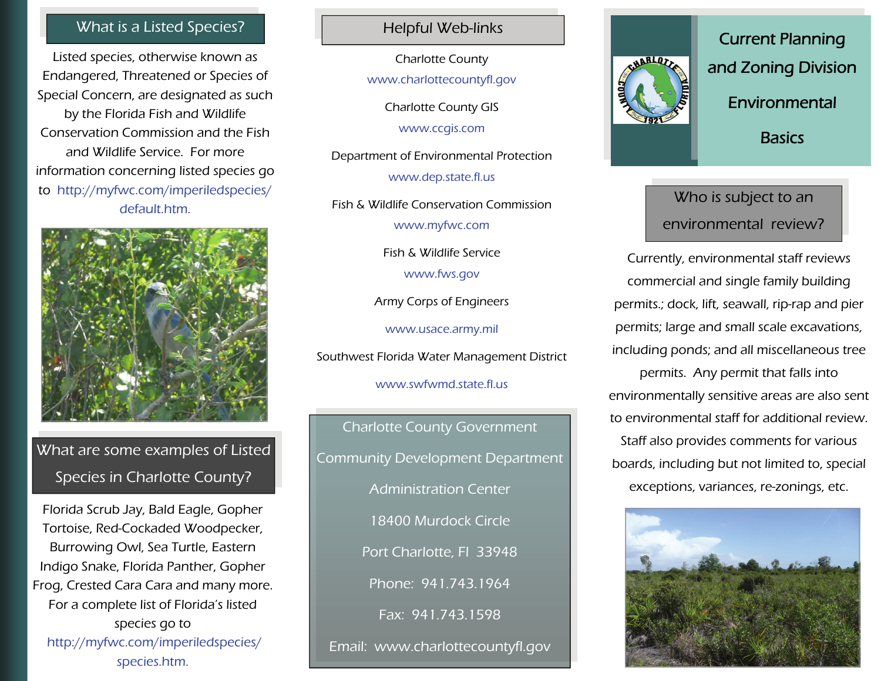## What is a Listed Species?

Listed species, otherwise known as Endangered, Threatened or Species of Special Concern, are designated as such by the Florida Fish and Wildlife Conservation Commission and the Fish and Wildlife Service. For more information concerning listed species go to http://myfwc.com/imperiledspecies/default.htm.

## What are some examples of Listed Species in Charlotte County?

Florida Scrub Jay, Bald Eagle, Gopher Tortoise, Red-Cockaded Woodpecker, Burrowing Owl, Sea Turtle, Eastern Indigo Snake, Florida Panther, Gopher Frog, Crested Cara Cara and many more. For a complete list of Florida's listed species go to http://myfwc.com/imperiledspecies/species.htm.

## Helpful Web-links

Charlotte County
www.charlottecountyfl.gov

Charlotte County GIS
www.ccgis.com

Department of Environmental Protection
www.dep.state.fl.us

Fish & Wildlife Conservation Commission
www.myfwc.com

Fish & Wildlife Service
www.fws.gov

Army Corps of Engineers
www.usace.army.mil

Southwest Florida Water Management District
www.swfwmd.state.fl.us

Charlotte County Government
Community Development Department
Administration Center
18400 Murdock Circle
Port Charlotte, Fl 33948
Phone: 941.743.1964
Fax: 941.743.1598
Email: www.charlottecountyfl.gov

# Current Planning and Zoning Division Environmental Basics

## Who is subject to an environmental review?

Currently, environmental staff reviews commercial and single family building permits.; dock, lift, seawall, rip-rap and pier permits; large and small scale excavations, including ponds; and all miscellaneous tree permits. Any permit that falls into environmentally sensitive areas are also sent to environmental staff for additional review. Staff also provides comments for various boards, including but not limited to, special exceptions, variances, re-zonings, etc.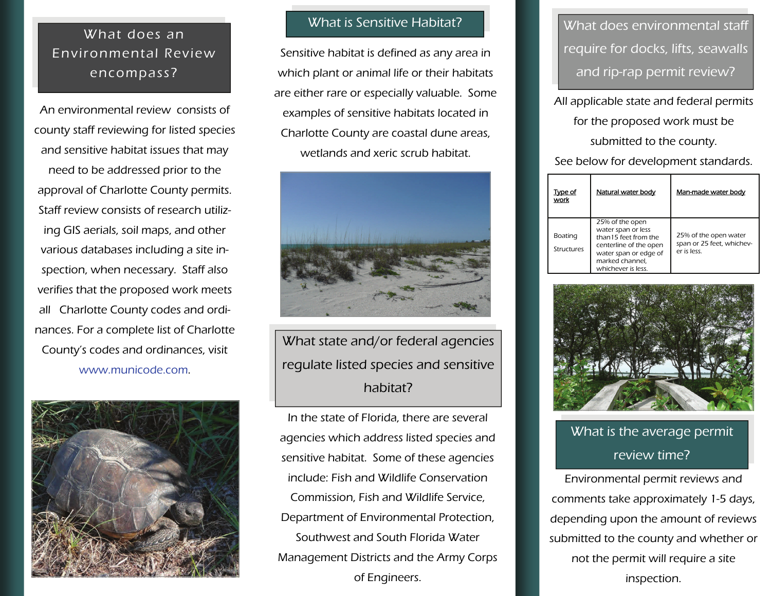## What does an Environmental Review encompass?

An environmental review consists of county staff reviewing for listed species and sensitive habitat issues that may need to be addressed prior to the approval of Charlotte County permits. Staff review consists of research utilizing GIS aerials, soil maps, and other various databases including a site inspection, when necessary. Staff also verifies that the proposed work meets all Charlotte County codes and ordinances. For a complete list of Charlotte County's codes and ordinances, visit www.municode.com.

## What is Sensitive Habitat?

Sensitive habitat is defined as any area in which plant or animal life or their habitats are either rare or especially valuable. Some examples of sensitive habitats located in Charlotte County are coastal dune areas, wetlands and xeric scrub habitat.

## What state and/or federal agencies regulate listed species and sensitive habitat?

In the state of Florida, there are several agencies which address listed species and sensitive habitat. Some of these agencies include: Fish and Wildlife Conservation Commission, Fish and Wildlife Service, Department of Environmental Protection, Southwest and South Florida Water Management Districts and the Army Corps of Engineers.

## What does environmental staff require for docks, lifts, seawalls and rip-rap permit review?

All applicable state and federal permits for the proposed work must be submitted to the county.

See below for development standards.

| Type of work | Natural water body | Man-made water body |
|---|---|---|
| Boating Structures | 25% of the open water span or less than 15 feet from the centerline of the open water span or edge of marked channel, whichever is less. | 25% of the open water span or 25 feet, whichever is less. |

## What is the average permit review time?

Environmental permit reviews and comments take approximately 1-5 days, depending upon the amount of reviews submitted to the county and whether or not the permit will require a site inspection.